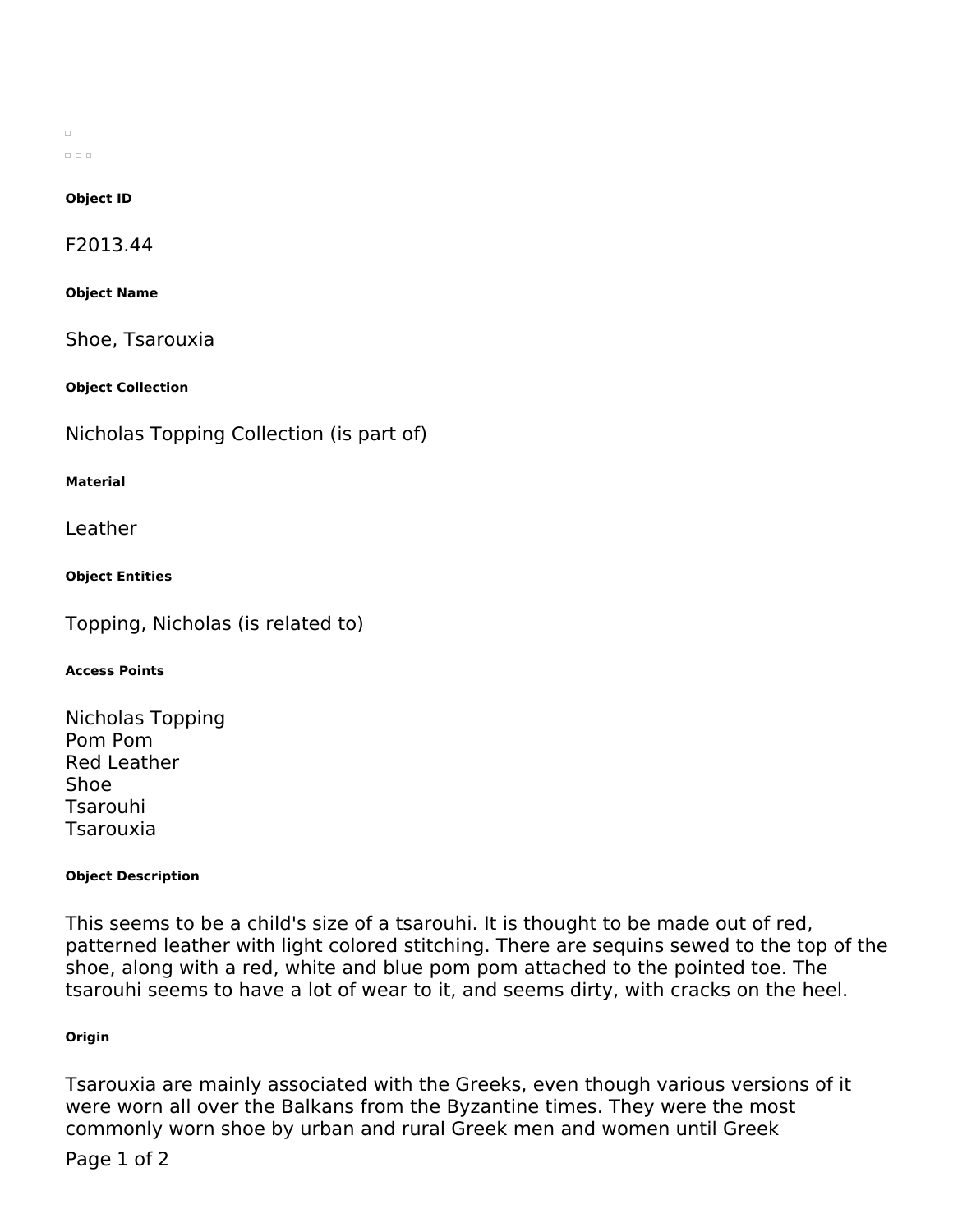#### Object ID

F2013.44

#### Object Name

Shoe, Tsarouxia

#### Object Collection

Nicholas Topping Collection (is part of)

#### Material

Leather

#### Object Entities

Topping, Nicholas (is related to)

#### Access Points

Nicholas Topping
Pom Pom
Red Leather
Shoe
Tsarouhi
Tsarouxia

#### Object Description

This seems to be a child's size of a tsarouhi. It is thought to be made out of red, patterned leather with light colored stitching. There are sequins sewed to the top of the shoe, along with a red, white and blue pom pom attached to the pointed toe. The tsarouhi seems to have a lot of wear to it, and seems dirty, with cracks on the heel.

#### Origin

Tsarouxia are mainly associated with the Greeks, even though various versions of it were worn all over the Balkans from the Byzantine times. They were the most commonly worn shoe by urban and rural Greek men and women until Greek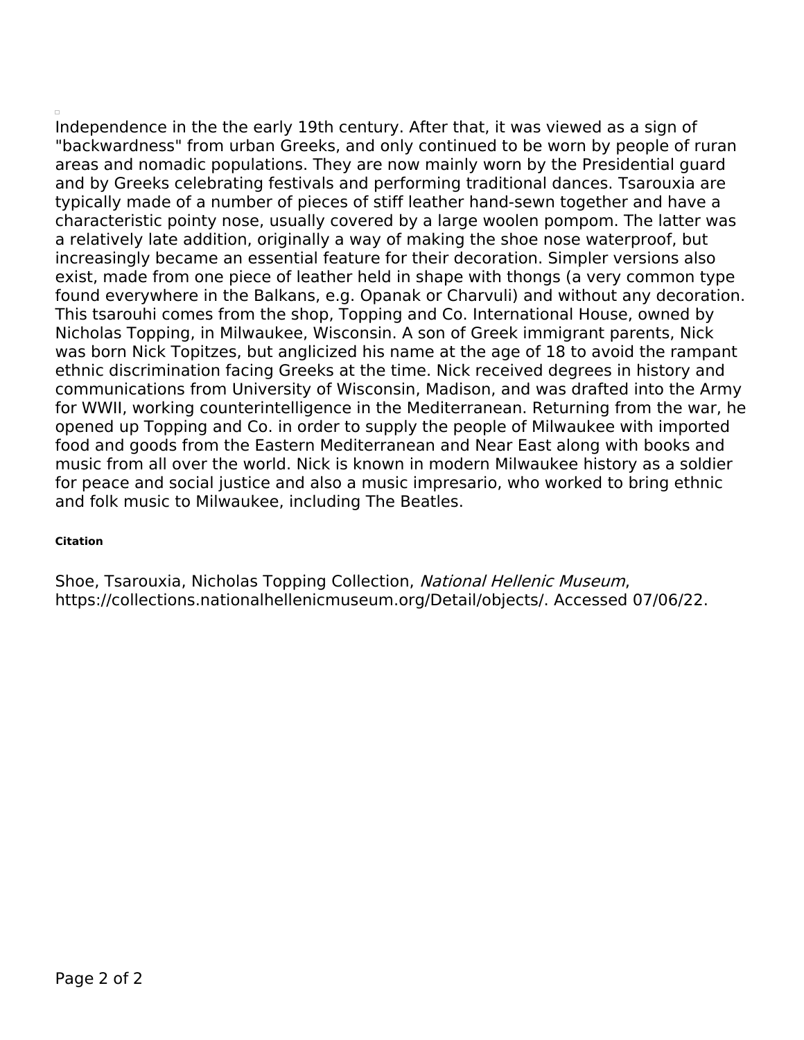Independence in the the early 19th century. After that, it was viewed as a sign of "backwardness" from urban Greeks, and only continued to be worn by people of ruran areas and nomadic populations. They are now mainly worn by the Presidential guard and by Greeks celebrating festivals and performing traditional dances. Tsarouxia are typically made of a number of pieces of stiff leather hand-sewn together and have a characteristic pointy nose, usually covered by a large woolen pompom. The latter was a relatively late addition, originally a way of making the shoe nose waterproof, but increasingly became an essential feature for their decoration. Simpler versions also exist, made from one piece of leather held in shape with thongs (a very common type found everywhere in the Balkans, e.g. Opanak or Charvuli) and without any decoration. This tsarouhi comes from the shop, Topping and Co. International House, owned by Nicholas Topping, in Milwaukee, Wisconsin. A son of Greek immigrant parents, Nick was born Nick Topitzes, but anglicized his name at the age of 18 to avoid the rampant ethnic discrimination facing Greeks at the time. Nick received degrees in history and communications from University of Wisconsin, Madison, and was drafted into the Army for WWII, working counterintelligence in the Mediterranean. Returning from the war, he opened up Topping and Co. in order to supply the people of Milwaukee with imported food and goods from the Eastern Mediterranean and Near East along with books and music from all over the world. Nick is known in modern Milwaukee history as a soldier for peace and social justice and also a music impresario, who worked to bring ethnic and folk music to Milwaukee, including The Beatles.

#### Citation

Shoe, Tsarouxia, Nicholas Topping Collection, *National Hellenic Museum*, https://collections.nationalhellenicmuseum.org/Detail/objects/. Accessed 07/06/22.